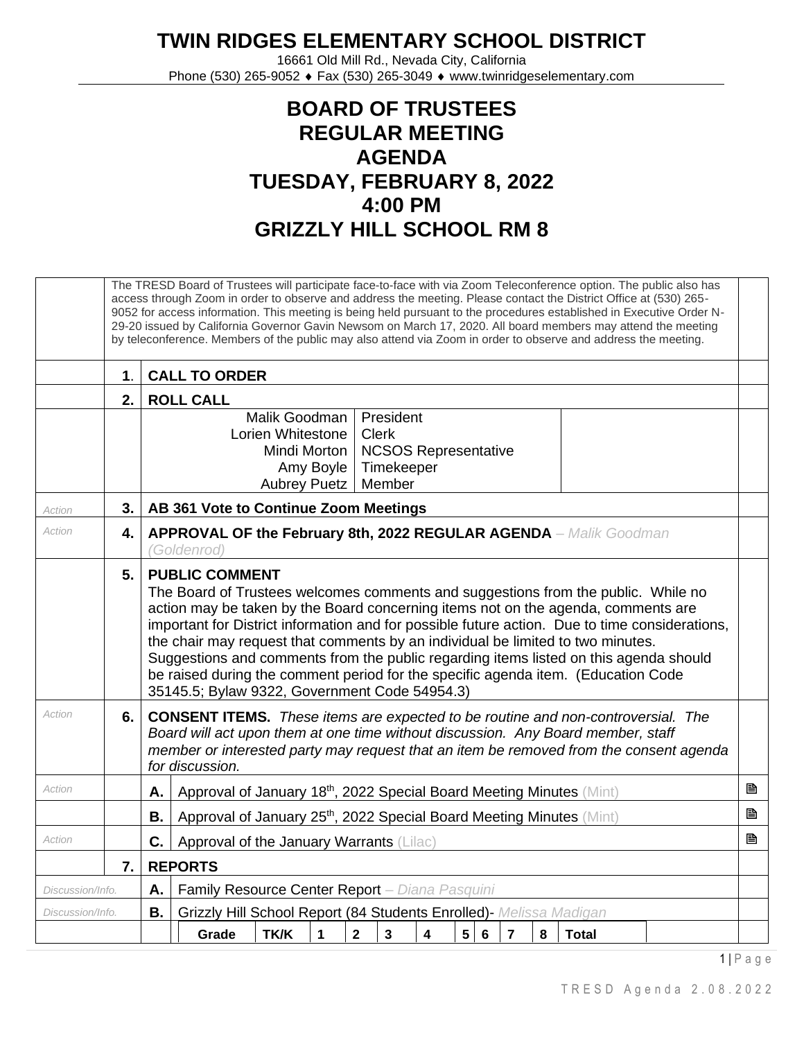# TWIN RIDGES ELEMENTARY SCHOOL DISTRICT

16661 Old Mill Rd., Nevada City, California
Phone (530) 265-9052 ♦ Fax (530) 265-3049 ♦ www.twinridgeselementary.com

# BOARD OF TRUSTEES
# REGULAR MEETING
# AGENDA
# TUESDAY, FEBRUARY 8, 2022
# 4:00 PM
# GRIZZLY HILL SCHOOL RM 8

The TRESD Board of Trustees will participate face-to-face with via Zoom Teleconference option. The public also has access through Zoom in order to observe and address the meeting. Please contact the District Office at (530) 265-9052 for access information. This meeting is being held pursuant to the procedures established in Executive Order N-29-20 issued by California Governor Gavin Newsom on March 17, 2020. All board members may attend the meeting by teleconference. Members of the public may also attend via Zoom in order to observe and address the meeting.

**1. CALL TO ORDER**

**2. ROLL CALL**

| | |
|---|---|
| Malik Goodman | President |
| Lorien Whitestone | Clerk |
| Mindi Morton | NCSOS Representative |
| Amy Boyle | Timekeeper |
| Aubrey Puetz | Member |

*Action* **3. AB 361 Vote to Continue Zoom Meetings**

*Action* **4. APPROVAL OF the February 8th, 2022 REGULAR AGENDA** – *Malik Goodman (Goldenrod)*

**5. PUBLIC COMMENT**
The Board of Trustees welcomes comments and suggestions from the public. While no action may be taken by the Board concerning items not on the agenda, comments are important for District information and for possible future action. Due to time considerations, the chair may request that comments by an individual be limited to two minutes. Suggestions and comments from the public regarding items listed on this agenda should be raised during the comment period for the specific agenda item. (Education Code 35145.5; Bylaw 9322, Government Code 54954.3)

*Action* **6. CONSENT ITEMS.** *These items are expected to be routine and non-controversial. The Board will act upon them at one time without discussion. Any Board member, staff member or interested party may request that an item be removed from the consent agenda for discussion.*

*Action* **A.** Approval of January 18th, 2022 Special Board Meeting Minutes (Mint) 🖹

**B.** Approval of January 25th, 2022 Special Board Meeting Minutes (Mint) 🖹

*Action* **C.** Approval of the January Warrants (Lilac) 🖹

**7. REPORTS**

*Discussion/Info.* **A.** Family Resource Center Report – *Diana Pasquini*

*Discussion/Info.* **B.** Grizzly Hill School Report (84 Students Enrolled)- *Melissa Madigan*

| Grade | TK/K | 1 | 2 | 3 | 4 | 5 | 6 | 7 | 8 | Total |
|---|---|---|---|---|---|---|---|---|---|---|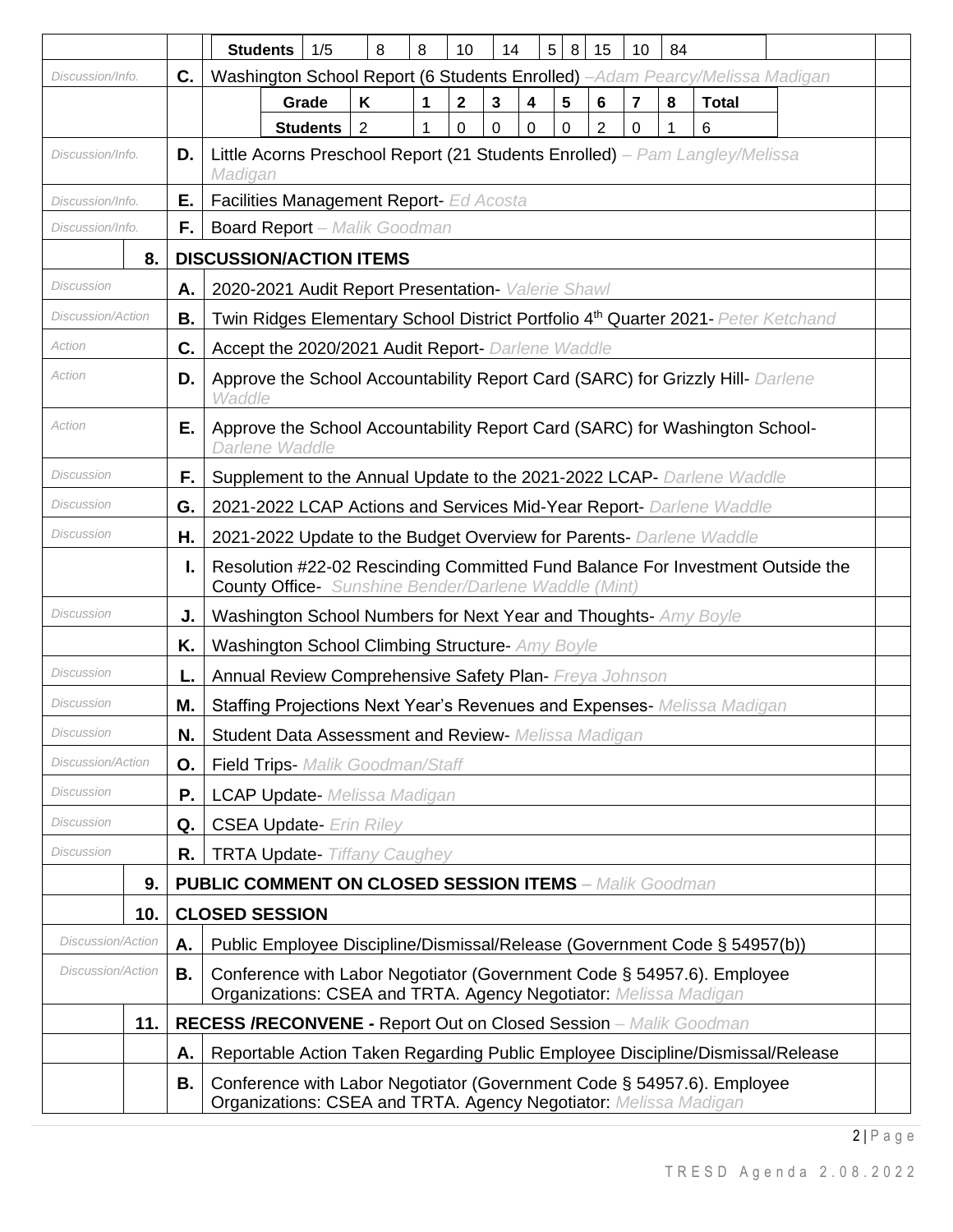| | | | | | | | | | | | | | | |
|---|---|---|---|---|---|---|---|---|---|---|---|---|---|---|
| Students | 1/5 | 8 | 8 | 10 | 14 | 5 | 8 | 15 | 10 | 84 | | | | |

| Type | # | Item |
|---|---|---|
| *Discussion/Info.* | C. | Washington School Report (6 Students Enrolled) –*Adam Pearcy/Melissa Madigan* |

| Grade | K | 1 | 2 | 3 | 4 | 5 | 6 | 7 | 8 | Total |
|---|---|---|---|---|---|---|---|---|---|---|
| Students | 2 | 1 | 0 | 0 | 0 | 0 | 2 | 0 | 1 | 6 |

| Type | # | Item |
|---|---|---|
| *Discussion/Info.* | D. | Little Acorns Preschool Report (21 Students Enrolled) – *Pam Langley/Melissa Madigan* |
| *Discussion/Info.* | E. | Facilities Management Report- *Ed Acosta* |
| *Discussion/Info.* | F. | Board Report – *Malik Goodman* |
| | **8.** | **DISCUSSION/ACTION ITEMS** |
| *Discussion* | A. | 2020-2021 Audit Report Presentation- *Valerie Shawl* |
| *Discussion/Action* | B. | Twin Ridges Elementary School District Portfolio 4th Quarter 2021- *Peter Ketchand* |
| *Action* | C. | Accept the 2020/2021 Audit Report- *Darlene Waddle* |
| *Action* | D. | Approve the School Accountability Report Card (SARC) for Grizzly Hill- *Darlene Waddle* |
| *Action* | E. | Approve the School Accountability Report Card (SARC) for Washington School- *Darlene Waddle* |
| *Discussion* | F. | Supplement to the Annual Update to the 2021-2022 LCAP- *Darlene Waddle* |
| *Discussion* | G. | 2021-2022 LCAP Actions and Services Mid-Year Report- *Darlene Waddle* |
| *Discussion* | H. | 2021-2022 Update to the Budget Overview for Parents- *Darlene Waddle* |
| | I. | Resolution #22-02 Rescinding Committed Fund Balance For Investment Outside the County Office- *Sunshine Bender/Darlene Waddle (Mint)* |
| *Discussion* | J. | Washington School Numbers for Next Year and Thoughts- *Amy Boyle* |
| | K. | Washington School Climbing Structure- *Amy Boyle* |
| *Discussion* | L. | Annual Review Comprehensive Safety Plan- *Freya Johnson* |
| *Discussion* | M. | Staffing Projections Next Year's Revenues and Expenses- *Melissa Madigan* |
| *Discussion* | N. | Student Data Assessment and Review- *Melissa Madigan* |
| *Discussion/Action* | O. | Field Trips- *Malik Goodman/Staff* |
| *Discussion* | P. | LCAP Update- *Melissa Madigan* |
| *Discussion* | Q. | CSEA Update- *Erin Riley* |
| *Discussion* | R. | TRTA Update- *Tiffany Caughey* |
| | **9.** | **PUBLIC COMMENT ON CLOSED SESSION ITEMS** – *Malik Goodman* |
| | **10.** | **CLOSED SESSION** |
| *Discussion/Action* | A. | Public Employee Discipline/Dismissal/Release (Government Code § 54957(b)) |
| *Discussion/Action* | B. | Conference with Labor Negotiator (Government Code § 54957.6). Employee Organizations: CSEA and TRTA. Agency Negotiator: *Melissa Madigan* |
| | **11.** | **RECESS /RECONVENE -** Report Out on Closed Session – *Malik Goodman* |
| | A. | Reportable Action Taken Regarding Public Employee Discipline/Dismissal/Release |
| | B. | Conference with Labor Negotiator (Government Code § 54957.6). Employee Organizations: CSEA and TRTA. Agency Negotiator: *Melissa Madigan* |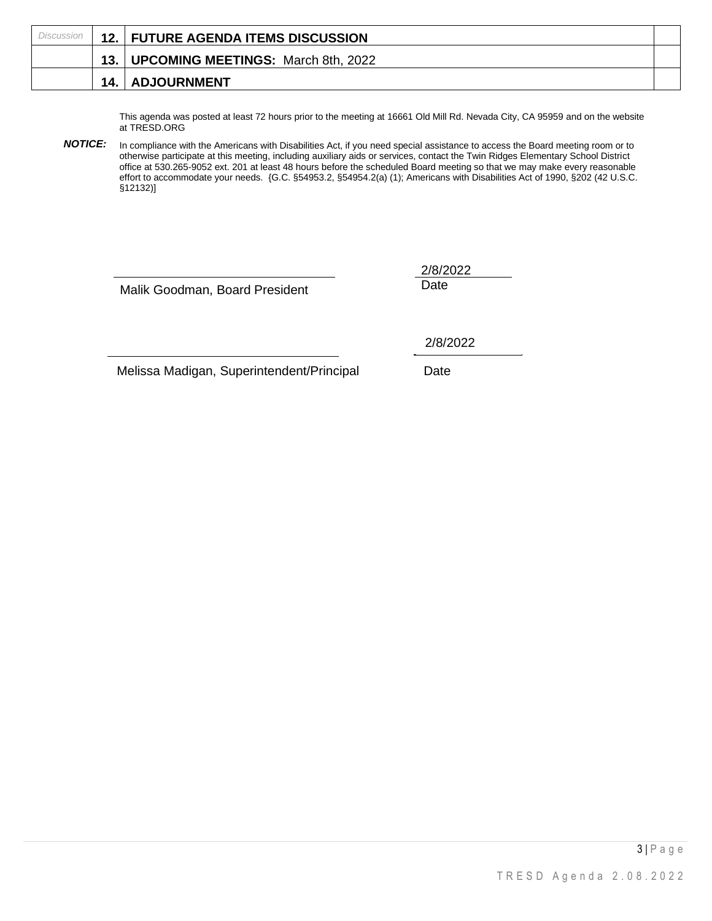| | | | |
|---|---|---|---|
| *Discussion* | **12.** | **FUTURE AGENDA ITEMS DISCUSSION** | |
| | **13.** | **UPCOMING MEETINGS:** March 8th, 2022 | |
| | **14.** | **ADJOURNMENT** | |

This agenda was posted at least 72 hours prior to the meeting at 16661 Old Mill Rd. Nevada City, CA 95959 and on the website at TRESD.ORG

***NOTICE:*** In compliance with the Americans with Disabilities Act, if you need special assistance to access the Board meeting room or to otherwise participate at this meeting, including auxiliary aids or services, contact the Twin Ridges Elementary School District office at 530.265-9052 ext. 201 at least 48 hours before the scheduled Board meeting so that we may make every reasonable effort to accommodate your needs. {G.C. §54953.2, §54954.2(a) (1); Americans with Disabilities Act of 1990, §202 (42 U.S.C. §12132)]

_______________________________ 2/8/2022

Malik Goodman, Board President Date

_______________________________ 2/8/2022

Melissa Madigan, Superintendent/Principal Date